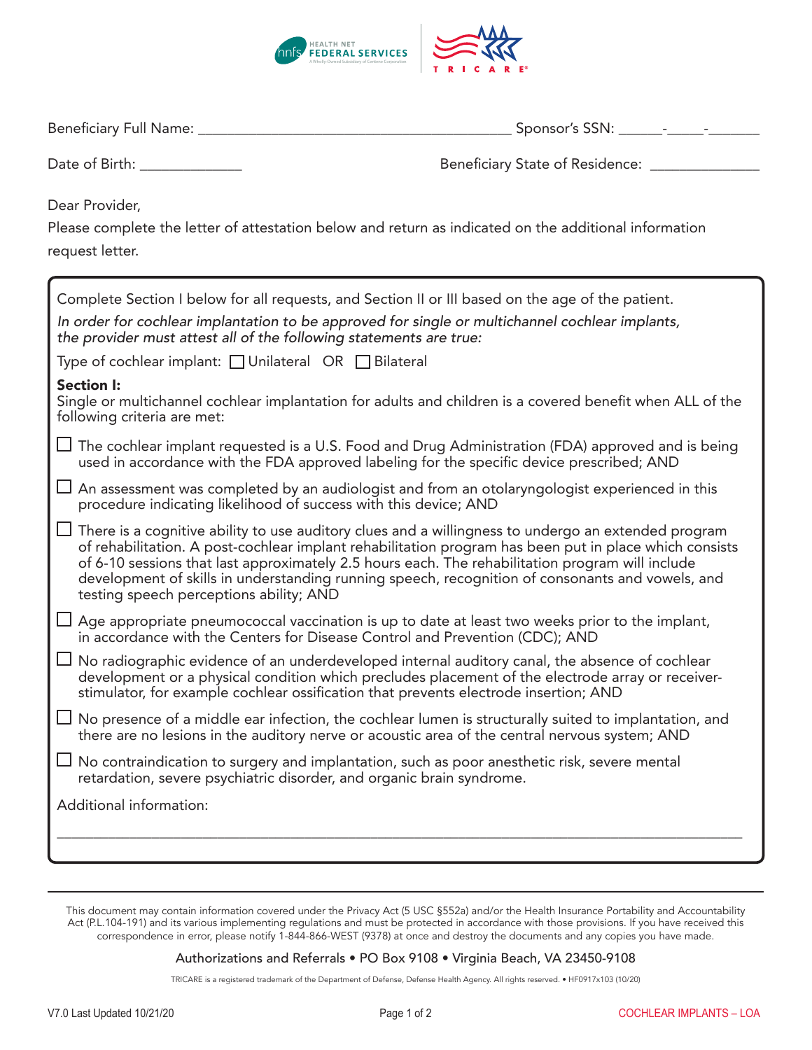Beneficiary Full Name: ________________________________________ Sponsor's SSN: ______-_____-_______

Date of Birth: _____________ Beneficiary State of Residence: ______________

Dear Provider,

Please complete the letter of attestation below and return as indicated on the additional information request letter.

Complete Section I below for all requests, and Section II or III based on the age of the patient.

*In order for cochlear implantation to be approved for single or multichannel cochlear implants, the provider must attest all of the following statements are true:*

Type of cochlear implant: ☐ Unilateral OR ☐ Bilateral

**Section I:**

Single or multichannel cochlear implantation for adults and children is a covered benefit when ALL of the following criteria are met:

- ☐ The cochlear implant requested is a U.S. Food and Drug Administration (FDA) approved and is being used in accordance with the FDA approved labeling for the specific device prescribed; AND
- ☐ An assessment was completed by an audiologist and from an otolaryngologist experienced in this procedure indicating likelihood of success with this device; AND
- ☐ There is a cognitive ability to use auditory clues and a willingness to undergo an extended program of rehabilitation. A post-cochlear implant rehabilitation program has been put in place which consists of 6-10 sessions that last approximately 2.5 hours each. The rehabilitation program will include development of skills in understanding running speech, recognition of consonants and vowels, and testing speech perceptions ability; AND
- ☐ Age appropriate pneumococcal vaccination is up to date at least two weeks prior to the implant, in accordance with the Centers for Disease Control and Prevention (CDC); AND
- ☐ No radiographic evidence of an underdeveloped internal auditory canal, the absence of cochlear development or a physical condition which precludes placement of the electrode array or receiver-stimulator, for example cochlear ossification that prevents electrode insertion; AND
- ☐ No presence of a middle ear infection, the cochlear lumen is structurally suited to implantation, and there are no lesions in the auditory nerve or acoustic area of the central nervous system; AND
- ☐ No contraindication to surgery and implantation, such as poor anesthetic risk, severe mental retardation, severe psychiatric disorder, and organic brain syndrome.

Additional information:

________________________________________________________________________________

This document may contain information covered under the Privacy Act (5 USC §552a) and/or the Health Insurance Portability and Accountability Act (P.L.104-191) and its various implementing regulations and must be protected in accordance with those provisions. If you have received this correspondence in error, please notify 1-844-866-WEST (9378) at once and destroy the documents and any copies you have made.

Authorizations and Referrals • PO Box 9108 • Virginia Beach, VA 23450-9108

TRICARE is a registered trademark of the Department of Defense, Defense Health Agency. All rights reserved. • HF0917x103 (10/20)

V7.0 Last Updated 10/21/20

COCHLEAR IMPLANTS – LOA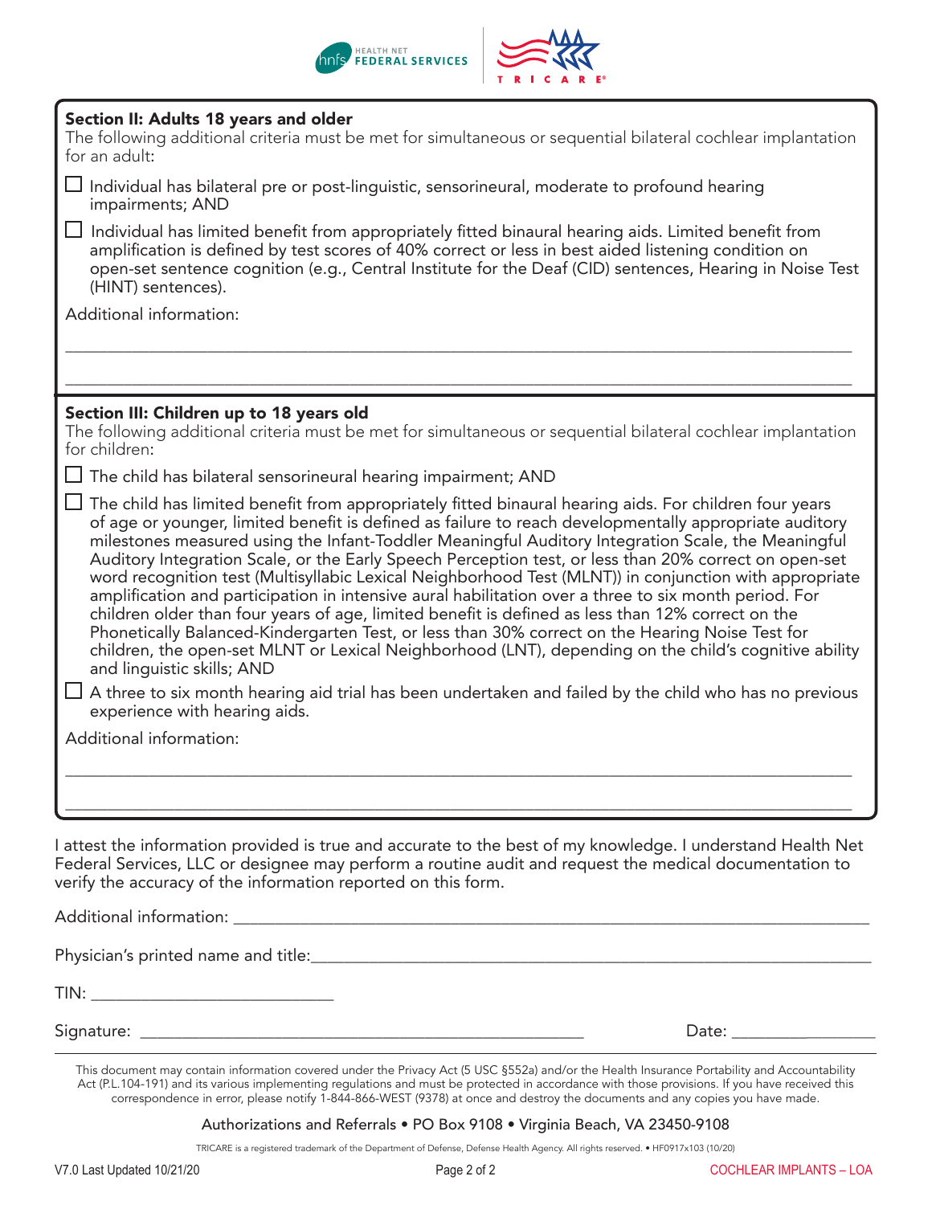### Section II: Adults 18 years and older

The following additional criteria must be met for simultaneous or sequential bilateral cochlear implantation for an adult:

- ☐ Individual has bilateral pre or post-linguistic, sensorineural, moderate to profound hearing impairments; AND
- ☐ Individual has limited benefit from appropriately fitted binaural hearing aids. Limited benefit from amplification is defined by test scores of 40% correct or less in best aided listening condition on open-set sentence cognition (e.g., Central Institute for the Deaf (CID) sentences, Hearing in Noise Test (HINT) sentences).

Additional information:

_______________________________________________________________________________

_______________________________________________________________________________

### Section III: Children up to 18 years old

The following additional criteria must be met for simultaneous or sequential bilateral cochlear implantation for children:

- ☐ The child has bilateral sensorineural hearing impairment; AND
- ☐ The child has limited benefit from appropriately fitted binaural hearing aids. For children four years of age or younger, limited benefit is defined as failure to reach developmentally appropriate auditory milestones measured using the Infant-Toddler Meaningful Auditory Integration Scale, the Meaningful Auditory Integration Scale, or the Early Speech Perception test, or less than 20% correct on open-set word recognition test (Multisyllabic Lexical Neighborhood Test (MLNT)) in conjunction with appropriate amplification and participation in intensive aural habilitation over a three to six month period. For children older than four years of age, limited benefit is defined as less than 12% correct on the Phonetically Balanced-Kindergarten Test, or less than 30% correct on the Hearing Noise Test for children, the open-set MLNT or Lexical Neighborhood (LNT), depending on the child's cognitive ability and linguistic skills; AND
- ☐ A three to six month hearing aid trial has been undertaken and failed by the child who has no previous experience with hearing aids.

Additional information:

_______________________________________________________________________________

_______________________________________________________________________________

I attest the information provided is true and accurate to the best of my knowledge. I understand Health Net Federal Services, LLC or designee may perform a routine audit and request the medical documentation to verify the accuracy of the information reported on this form.

Additional information: _______________________________________________________________

Physician's printed name and title: ______________________________________________________

TIN: ___________________________

Signature: ____________________________________________________ Date: ________________

This document may contain information covered under the Privacy Act (5 USC §552a) and/or the Health Insurance Portability and Accountability Act (P.L.104-191) and its various implementing regulations and must be protected in accordance with those provisions. If you have received this correspondence in error, please notify 1-844-866-WEST (9378) at once and destroy the documents and any copies you have made.

Authorizations and Referrals • PO Box 9108 • Virginia Beach, VA 23450-9108

TRICARE is a registered trademark of the Department of Defense, Defense Health Agency. All rights reserved. • HF0917x103 (10/20)

V7.0 Last Updated 10/21/20

COCHLEAR IMPLANTS – LOA